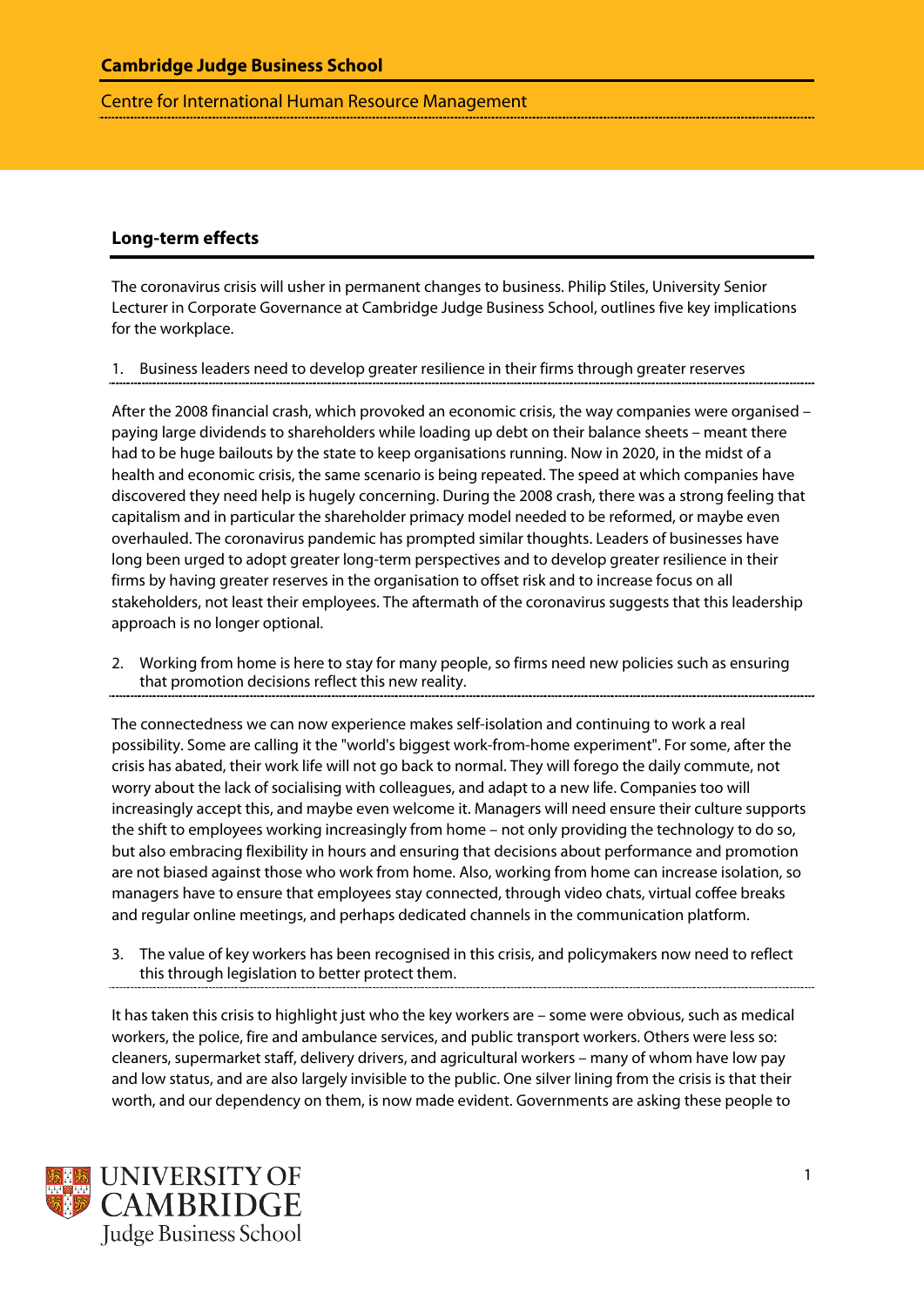## Long-term effects

The coronavirus crisis will usher in permanent changes to business. Philip Stiles, University Senior Lecturer in Corporate Governance at Cambridge Judge Business School, outlines five key implications for the workplace.

### 1. Business leaders need to develop greater resilience in their firms through greater reserves

After the 2008 financial crash, which provoked an economic crisis, the way companies were organised – paying large dividends to shareholders while loading up debt on their balance sheets – meant there had to be huge bailouts by the state to keep organisations running. Now in 2020, in the midst of a health and economic crisis, the same scenario is being repeated. The speed at which companies have discovered they need help is hugely concerning. During the 2008 crash, there was a strong feeling that capitalism and in particular the shareholder primacy model needed to be reformed, or maybe even overhauled. The coronavirus pandemic has prompted similar thoughts. Leaders of businesses have long been urged to adopt greater long-term perspectives and to develop greater resilience in their firms by having greater reserves in the organisation to offset risk and to increase focus on all stakeholders, not least their employees. The aftermath of the coronavirus suggests that this leadership approach is no longer optional.

### 2. Working from home is here to stay for many people, so firms need new policies such as ensuring that promotion decisions reflect this new reality.

The connectedness we can now experience makes self-isolation and continuing to work a real possibility. Some are calling it the "world's biggest work-from-home experiment". For some, after the crisis has abated, their work life will not go back to normal. They will forego the daily commute, not worry about the lack of socialising with colleagues, and adapt to a new life. Companies too will increasingly accept this, and maybe even welcome it. Managers will need ensure their culture supports the shift to employees working increasingly from home – not only providing the technology to do so, but also embracing flexibility in hours and ensuring that decisions about performance and promotion are not biased against those who work from home. Also, working from home can increase isolation, so managers have to ensure that employees stay connected, through video chats, virtual coffee breaks and regular online meetings, and perhaps dedicated channels in the communication platform.

### 3. The value of key workers has been recognised in this crisis, and policymakers now need to reflect this through legislation to better protect them.

It has taken this crisis to highlight just who the key workers are – some were obvious, such as medical workers, the police, fire and ambulance services, and public transport workers. Others were less so: cleaners, supermarket staff, delivery drivers, and agricultural workers – many of whom have low pay and low status, and are also largely invisible to the public. One silver lining from the crisis is that their worth, and our dependency on them, is now made evident. Governments are asking these people to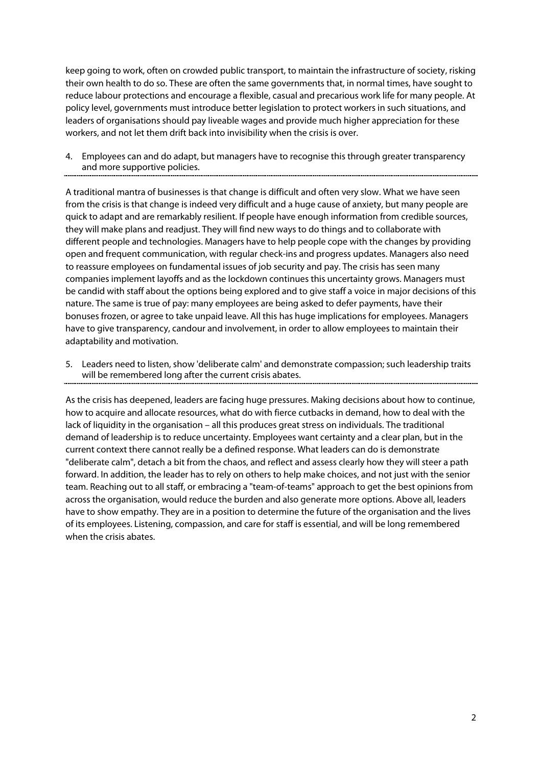keep going to work, often on crowded public transport, to maintain the infrastructure of society, risking their own health to do so. These are often the same governments that, in normal times, have sought to reduce labour protections and encourage a flexible, casual and precarious work life for many people. At policy level, governments must introduce better legislation to protect workers in such situations, and leaders of organisations should pay liveable wages and provide much higher appreciation for these workers, and not let them drift back into invisibility when the crisis is over.

4. Employees can and do adapt, but managers have to recognise this through greater transparency and more supportive policies.

A traditional mantra of businesses is that change is difficult and often very slow. What we have seen from the crisis is that change is indeed very difficult and a huge cause of anxiety, but many people are quick to adapt and are remarkably resilient. If people have enough information from credible sources, they will make plans and readjust. They will find new ways to do things and to collaborate with different people and technologies. Managers have to help people cope with the changes by providing open and frequent communication, with regular check-ins and progress updates. Managers also need to reassure employees on fundamental issues of job security and pay. The crisis has seen many companies implement layoffs and as the lockdown continues this uncertainty grows. Managers must be candid with staff about the options being explored and to give staff a voice in major decisions of this nature. The same is true of pay: many employees are being asked to defer payments, have their bonuses frozen, or agree to take unpaid leave. All this has huge implications for employees. Managers have to give transparency, candour and involvement, in order to allow employees to maintain their adaptability and motivation.

5. Leaders need to listen, show 'deliberate calm' and demonstrate compassion; such leadership traits will be remembered long after the current crisis abates.

As the crisis has deepened, leaders are facing huge pressures. Making decisions about how to continue, how to acquire and allocate resources, what do with fierce cutbacks in demand, how to deal with the lack of liquidity in the organisation – all this produces great stress on individuals. The traditional demand of leadership is to reduce uncertainty. Employees want certainty and a clear plan, but in the current context there cannot really be a defined response. What leaders can do is demonstrate "deliberate calm", detach a bit from the chaos, and reflect and assess clearly how they will steer a path forward. In addition, the leader has to rely on others to help make choices, and not just with the senior team. Reaching out to all staff, or embracing a "team-of-teams" approach to get the best opinions from across the organisation, would reduce the burden and also generate more options. Above all, leaders have to show empathy. They are in a position to determine the future of the organisation and the lives of its employees. Listening, compassion, and care for staff is essential, and will be long remembered when the crisis abates.